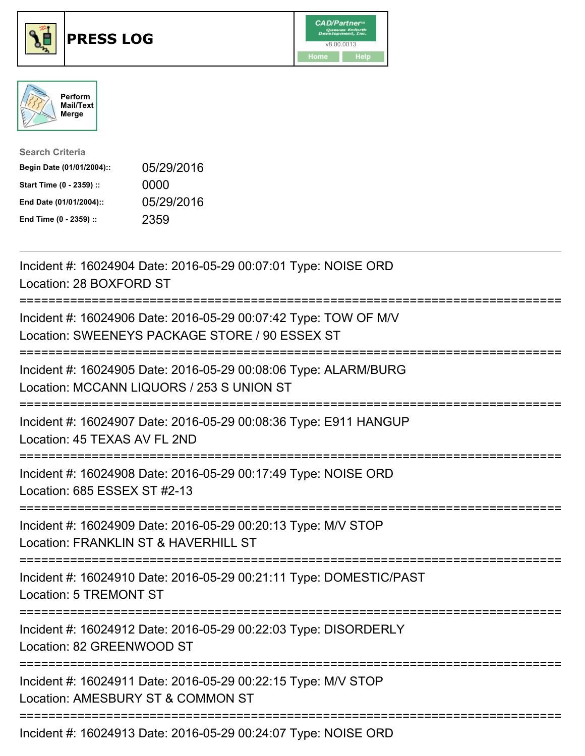# PRESS LOG

CAD/Partner™
v8.00.0013
Home Help

Perform Mail/Text Merge

**Search Criteria**

| | |
|---|---|
| **Begin Date (01/01/2004)::** | 05/29/2016 |
| **Start Time (0 - 2359) ::** | 0000 |
| **End Date (01/01/2004)::** | 05/29/2016 |
| **End Time (0 - 2359) ::** | 2359 |

Incident #: 16024904 Date: 2016-05-29 00:07:01 Type: NOISE ORD
Location: 28 BOXFORD ST

===========================================================================

Incident #: 16024906 Date: 2016-05-29 00:07:42 Type: TOW OF M/V
Location: SWEENEYS PACKAGE STORE / 90 ESSEX ST

===========================================================================

Incident #: 16024905 Date: 2016-05-29 00:08:06 Type: ALARM/BURG
Location: MCCANN LIQUORS / 253 S UNION ST

===========================================================================

Incident #: 16024907 Date: 2016-05-29 00:08:36 Type: E911 HANGUP
Location: 45 TEXAS AV FL 2ND

===========================================================================

Incident #: 16024908 Date: 2016-05-29 00:17:49 Type: NOISE ORD
Location: 685 ESSEX ST #2-13

===========================================================================

Incident #: 16024909 Date: 2016-05-29 00:20:13 Type: M/V STOP
Location: FRANKLIN ST & HAVERHILL ST

===========================================================================

Incident #: 16024910 Date: 2016-05-29 00:21:11 Type: DOMESTIC/PAST
Location: 5 TREMONT ST

===========================================================================

Incident #: 16024912 Date: 2016-05-29 00:22:03 Type: DISORDERLY
Location: 82 GREENWOOD ST

===========================================================================

Incident #: 16024911 Date: 2016-05-29 00:22:15 Type: M/V STOP
Location: AMESBURY ST & COMMON ST

===========================================================================

Incident #: 16024913 Date: 2016-05-29 00:24:07 Type: NOISE ORD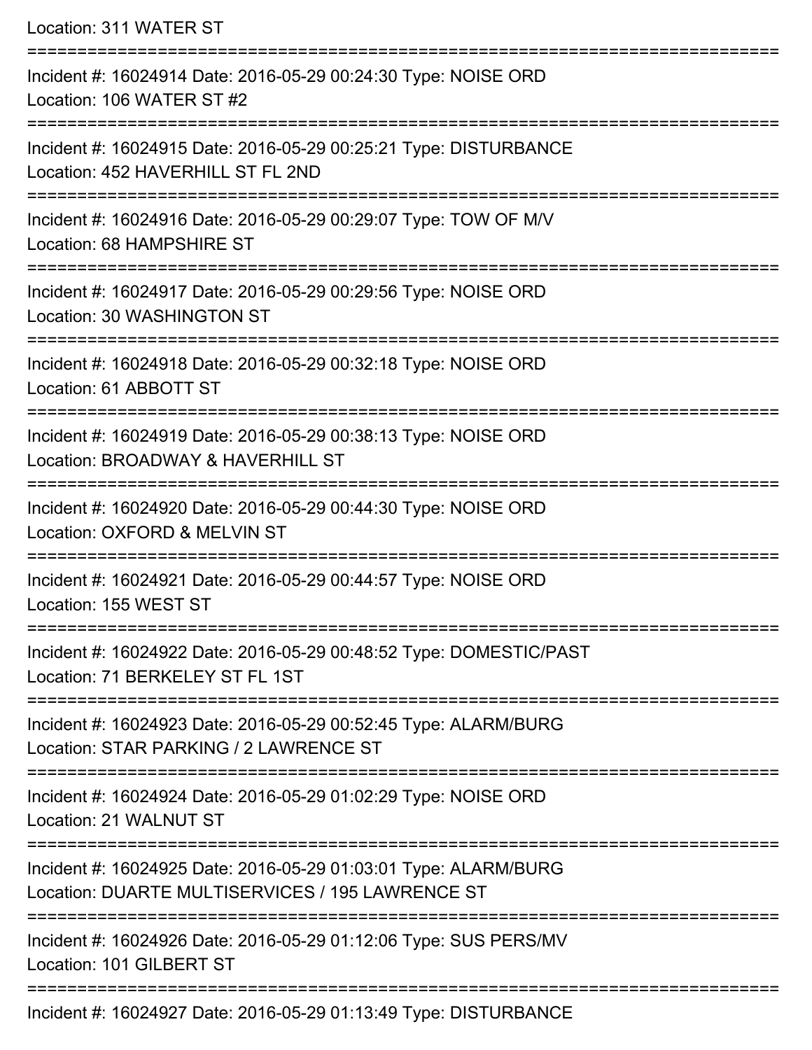Location: 311 WATER ST

===========================================================================

Incident #: 16024914 Date: 2016-05-29 00:24:30 Type: NOISE ORD
Location: 106 WATER ST #2

===========================================================================

Incident #: 16024915 Date: 2016-05-29 00:25:21 Type: DISTURBANCE
Location: 452 HAVERHILL ST FL 2ND

===========================================================================

Incident #: 16024916 Date: 2016-05-29 00:29:07 Type: TOW OF M/V
Location: 68 HAMPSHIRE ST

===========================================================================

Incident #: 16024917 Date: 2016-05-29 00:29:56 Type: NOISE ORD
Location: 30 WASHINGTON ST

===========================================================================

Incident #: 16024918 Date: 2016-05-29 00:32:18 Type: NOISE ORD
Location: 61 ABBOTT ST

===========================================================================

Incident #: 16024919 Date: 2016-05-29 00:38:13 Type: NOISE ORD
Location: BROADWAY & HAVERHILL ST

===========================================================================

Incident #: 16024920 Date: 2016-05-29 00:44:30 Type: NOISE ORD
Location: OXFORD & MELVIN ST

===========================================================================

Incident #: 16024921 Date: 2016-05-29 00:44:57 Type: NOISE ORD
Location: 155 WEST ST

===========================================================================

Incident #: 16024922 Date: 2016-05-29 00:48:52 Type: DOMESTIC/PAST
Location: 71 BERKELEY ST FL 1ST

===========================================================================

Incident #: 16024923 Date: 2016-05-29 00:52:45 Type: ALARM/BURG
Location: STAR PARKING / 2 LAWRENCE ST

===========================================================================

Incident #: 16024924 Date: 2016-05-29 01:02:29 Type: NOISE ORD
Location: 21 WALNUT ST

===========================================================================

Incident #: 16024925 Date: 2016-05-29 01:03:01 Type: ALARM/BURG
Location: DUARTE MULTISERVICES / 195 LAWRENCE ST

===========================================================================

Incident #: 16024926 Date: 2016-05-29 01:12:06 Type: SUS PERS/MV
Location: 101 GILBERT ST

===========================================================================

Incident #: 16024927 Date: 2016-05-29 01:13:49 Type: DISTURBANCE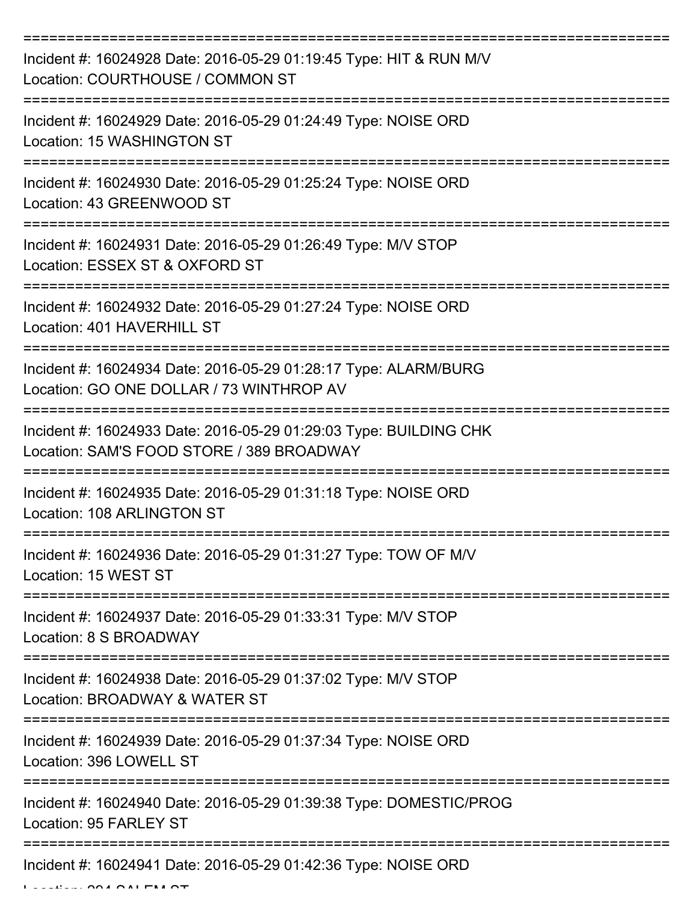===========================================================================

Incident #: 16024928 Date: 2016-05-29 01:19:45 Type: HIT & RUN M/V
Location: COURTHOUSE / COMMON ST

===========================================================================

Incident #: 16024929 Date: 2016-05-29 01:24:49 Type: NOISE ORD
Location: 15 WASHINGTON ST

===========================================================================

Incident #: 16024930 Date: 2016-05-29 01:25:24 Type: NOISE ORD
Location: 43 GREENWOOD ST

===========================================================================

Incident #: 16024931 Date: 2016-05-29 01:26:49 Type: M/V STOP
Location: ESSEX ST & OXFORD ST

===========================================================================

Incident #: 16024932 Date: 2016-05-29 01:27:24 Type: NOISE ORD
Location: 401 HAVERHILL ST

===========================================================================

Incident #: 16024934 Date: 2016-05-29 01:28:17 Type: ALARM/BURG
Location: GO ONE DOLLAR / 73 WINTHROP AV

===========================================================================

Incident #: 16024933 Date: 2016-05-29 01:29:03 Type: BUILDING CHK
Location: SAM'S FOOD STORE / 389 BROADWAY

===========================================================================

Incident #: 16024935 Date: 2016-05-29 01:31:18 Type: NOISE ORD
Location: 108 ARLINGTON ST

===========================================================================

Incident #: 16024936 Date: 2016-05-29 01:31:27 Type: TOW OF M/V
Location: 15 WEST ST

===========================================================================

Incident #: 16024937 Date: 2016-05-29 01:33:31 Type: M/V STOP
Location: 8 S BROADWAY

===========================================================================

Incident #: 16024938 Date: 2016-05-29 01:37:02 Type: M/V STOP
Location: BROADWAY & WATER ST

===========================================================================

Incident #: 16024939 Date: 2016-05-29 01:37:34 Type: NOISE ORD
Location: 396 LOWELL ST

===========================================================================

Incident #: 16024940 Date: 2016-05-29 01:39:38 Type: DOMESTIC/PROG
Location: 95 FARLEY ST

===========================================================================

Incident #: 16024941 Date: 2016-05-29 01:42:36 Type: NOISE ORD
Location: 204 SALEM ST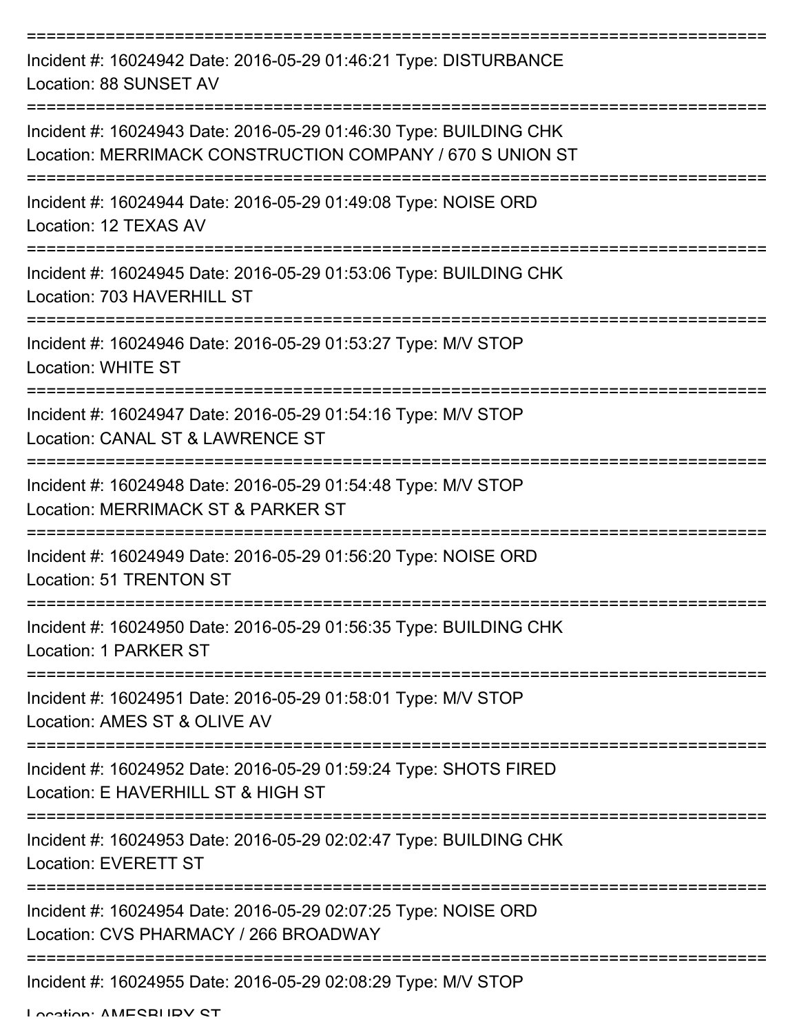Incident #: 16024942 Date: 2016-05-29 01:46:21 Type: DISTURBANCE
Location: 88 SUNSET AV

Incident #: 16024943 Date: 2016-05-29 01:46:30 Type: BUILDING CHK
Location: MERRIMACK CONSTRUCTION COMPANY / 670 S UNION ST

Incident #: 16024944 Date: 2016-05-29 01:49:08 Type: NOISE ORD
Location: 12 TEXAS AV

Incident #: 16024945 Date: 2016-05-29 01:53:06 Type: BUILDING CHK
Location: 703 HAVERHILL ST

Incident #: 16024946 Date: 2016-05-29 01:53:27 Type: M/V STOP
Location: WHITE ST

Incident #: 16024947 Date: 2016-05-29 01:54:16 Type: M/V STOP
Location: CANAL ST & LAWRENCE ST

Incident #: 16024948 Date: 2016-05-29 01:54:48 Type: M/V STOP
Location: MERRIMACK ST & PARKER ST

Incident #: 16024949 Date: 2016-05-29 01:56:20 Type: NOISE ORD
Location: 51 TRENTON ST

Incident #: 16024950 Date: 2016-05-29 01:56:35 Type: BUILDING CHK
Location: 1 PARKER ST

Incident #: 16024951 Date: 2016-05-29 01:58:01 Type: M/V STOP
Location: AMES ST & OLIVE AV

Incident #: 16024952 Date: 2016-05-29 01:59:24 Type: SHOTS FIRED
Location: E HAVERHILL ST & HIGH ST

Incident #: 16024953 Date: 2016-05-29 02:02:47 Type: BUILDING CHK
Location: EVERETT ST

Incident #: 16024954 Date: 2016-05-29 02:07:25 Type: NOISE ORD
Location: CVS PHARMACY / 266 BROADWAY

Incident #: 16024955 Date: 2016-05-29 02:08:29 Type: M/V STOP
Location: AMESBURY ST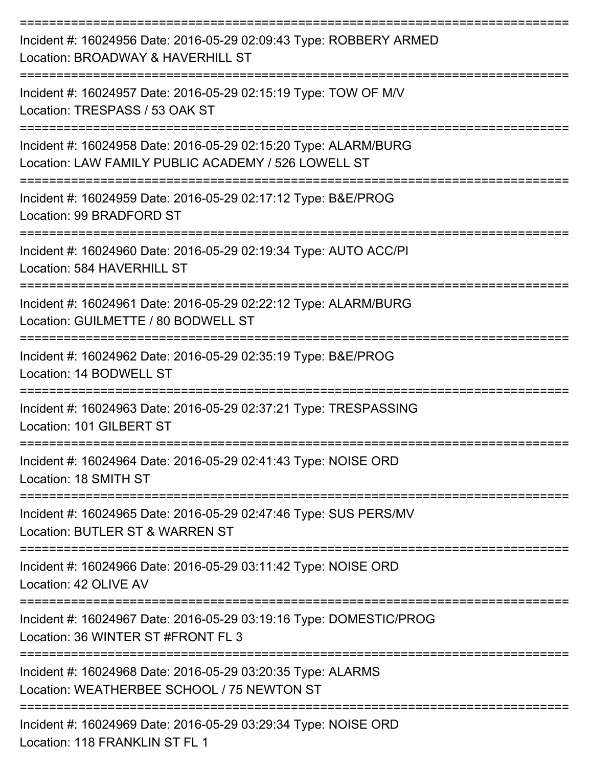===========================================================================

Incident #: 16024956 Date: 2016-05-29 02:09:43 Type: ROBBERY ARMED
Location: BROADWAY & HAVERHILL ST

===========================================================================

Incident #: 16024957 Date: 2016-05-29 02:15:19 Type: TOW OF M/V
Location: TRESPASS / 53 OAK ST

===========================================================================

Incident #: 16024958 Date: 2016-05-29 02:15:20 Type: ALARM/BURG
Location: LAW FAMILY PUBLIC ACADEMY / 526 LOWELL ST

===========================================================================

Incident #: 16024959 Date: 2016-05-29 02:17:12 Type: B&E/PROG
Location: 99 BRADFORD ST

===========================================================================

Incident #: 16024960 Date: 2016-05-29 02:19:34 Type: AUTO ACC/PI
Location: 584 HAVERHILL ST

===========================================================================

Incident #: 16024961 Date: 2016-05-29 02:22:12 Type: ALARM/BURG
Location: GUILMETTE / 80 BODWELL ST

===========================================================================

Incident #: 16024962 Date: 2016-05-29 02:35:19 Type: B&E/PROG
Location: 14 BODWELL ST

===========================================================================

Incident #: 16024963 Date: 2016-05-29 02:37:21 Type: TRESPASSING
Location: 101 GILBERT ST

===========================================================================

Incident #: 16024964 Date: 2016-05-29 02:41:43 Type: NOISE ORD
Location: 18 SMITH ST

===========================================================================

Incident #: 16024965 Date: 2016-05-29 02:47:46 Type: SUS PERS/MV
Location: BUTLER ST & WARREN ST

===========================================================================

Incident #: 16024966 Date: 2016-05-29 03:11:42 Type: NOISE ORD
Location: 42 OLIVE AV

===========================================================================

Incident #: 16024967 Date: 2016-05-29 03:19:16 Type: DOMESTIC/PROG
Location: 36 WINTER ST #FRONT FL 3

===========================================================================

Incident #: 16024968 Date: 2016-05-29 03:20:35 Type: ALARMS
Location: WEATHERBEE SCHOOL / 75 NEWTON ST

===========================================================================

Incident #: 16024969 Date: 2016-05-29 03:29:34 Type: NOISE ORD
Location: 118 FRANKLIN ST FL 1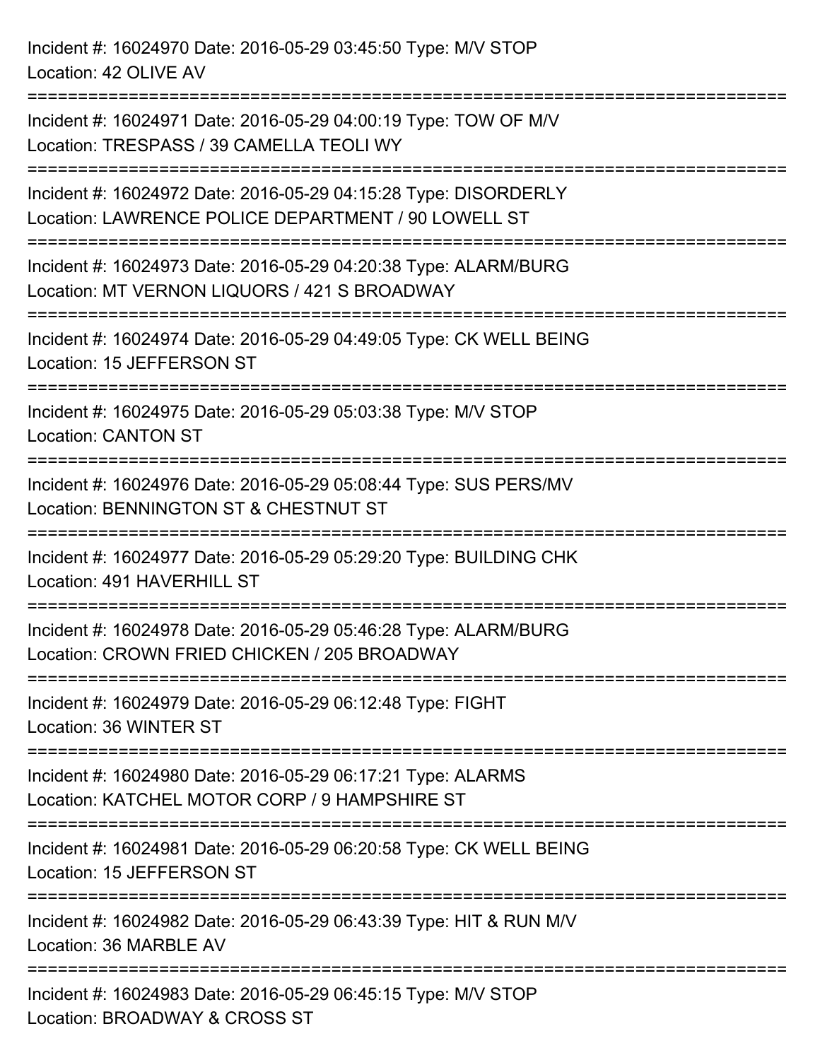Incident #: 16024970 Date: 2016-05-29 03:45:50 Type: M/V STOP
Location: 42 OLIVE AV

===========================================================================

Incident #: 16024971 Date: 2016-05-29 04:00:19 Type: TOW OF M/V
Location: TRESPASS / 39 CAMELLA TEOLI WY

===========================================================================

Incident #: 16024972 Date: 2016-05-29 04:15:28 Type: DISORDERLY
Location: LAWRENCE POLICE DEPARTMENT / 90 LOWELL ST

===========================================================================

Incident #: 16024973 Date: 2016-05-29 04:20:38 Type: ALARM/BURG
Location: MT VERNON LIQUORS / 421 S BROADWAY

===========================================================================

Incident #: 16024974 Date: 2016-05-29 04:49:05 Type: CK WELL BEING
Location: 15 JEFFERSON ST

===========================================================================

Incident #: 16024975 Date: 2016-05-29 05:03:38 Type: M/V STOP
Location: CANTON ST

===========================================================================

Incident #: 16024976 Date: 2016-05-29 05:08:44 Type: SUS PERS/MV
Location: BENNINGTON ST & CHESTNUT ST

===========================================================================

Incident #: 16024977 Date: 2016-05-29 05:29:20 Type: BUILDING CHK
Location: 491 HAVERHILL ST

===========================================================================

Incident #: 16024978 Date: 2016-05-29 05:46:28 Type: ALARM/BURG
Location: CROWN FRIED CHICKEN / 205 BROADWAY

===========================================================================

Incident #: 16024979 Date: 2016-05-29 06:12:48 Type: FIGHT
Location: 36 WINTER ST

===========================================================================

Incident #: 16024980 Date: 2016-05-29 06:17:21 Type: ALARMS
Location: KATCHEL MOTOR CORP / 9 HAMPSHIRE ST

===========================================================================

Incident #: 16024981 Date: 2016-05-29 06:20:58 Type: CK WELL BEING
Location: 15 JEFFERSON ST

===========================================================================

Incident #: 16024982 Date: 2016-05-29 06:43:39 Type: HIT & RUN M/V
Location: 36 MARBLE AV

===========================================================================

Incident #: 16024983 Date: 2016-05-29 06:45:15 Type: M/V STOP
Location: BROADWAY & CROSS ST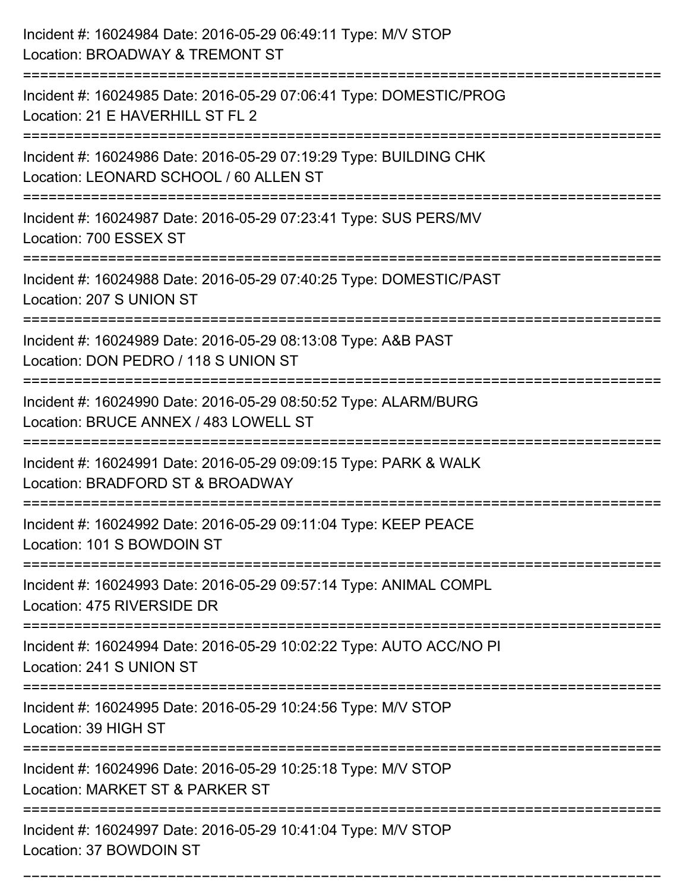Incident #: 16024984 Date: 2016-05-29 06:49:11 Type: M/V STOP
Location: BROADWAY & TREMONT ST

===========================================================================

Incident #: 16024985 Date: 2016-05-29 07:06:41 Type: DOMESTIC/PROG
Location: 21 E HAVERHILL ST FL 2

===========================================================================

Incident #: 16024986 Date: 2016-05-29 07:19:29 Type: BUILDING CHK
Location: LEONARD SCHOOL / 60 ALLEN ST

===========================================================================

Incident #: 16024987 Date: 2016-05-29 07:23:41 Type: SUS PERS/MV
Location: 700 ESSEX ST

===========================================================================

Incident #: 16024988 Date: 2016-05-29 07:40:25 Type: DOMESTIC/PAST
Location: 207 S UNION ST

===========================================================================

Incident #: 16024989 Date: 2016-05-29 08:13:08 Type: A&B PAST
Location: DON PEDRO / 118 S UNION ST

===========================================================================

Incident #: 16024990 Date: 2016-05-29 08:50:52 Type: ALARM/BURG
Location: BRUCE ANNEX / 483 LOWELL ST

===========================================================================

Incident #: 16024991 Date: 2016-05-29 09:09:15 Type: PARK & WALK
Location: BRADFORD ST & BROADWAY

===========================================================================

Incident #: 16024992 Date: 2016-05-29 09:11:04 Type: KEEP PEACE
Location: 101 S BOWDOIN ST

===========================================================================

Incident #: 16024993 Date: 2016-05-29 09:57:14 Type: ANIMAL COMPL
Location: 475 RIVERSIDE DR

===========================================================================

Incident #: 16024994 Date: 2016-05-29 10:02:22 Type: AUTO ACC/NO PI
Location: 241 S UNION ST

===========================================================================

Incident #: 16024995 Date: 2016-05-29 10:24:56 Type: M/V STOP
Location: 39 HIGH ST

===========================================================================

Incident #: 16024996 Date: 2016-05-29 10:25:18 Type: M/V STOP
Location: MARKET ST & PARKER ST

===========================================================================

Incident #: 16024997 Date: 2016-05-29 10:41:04 Type: M/V STOP
Location: 37 BOWDOIN ST

===========================================================================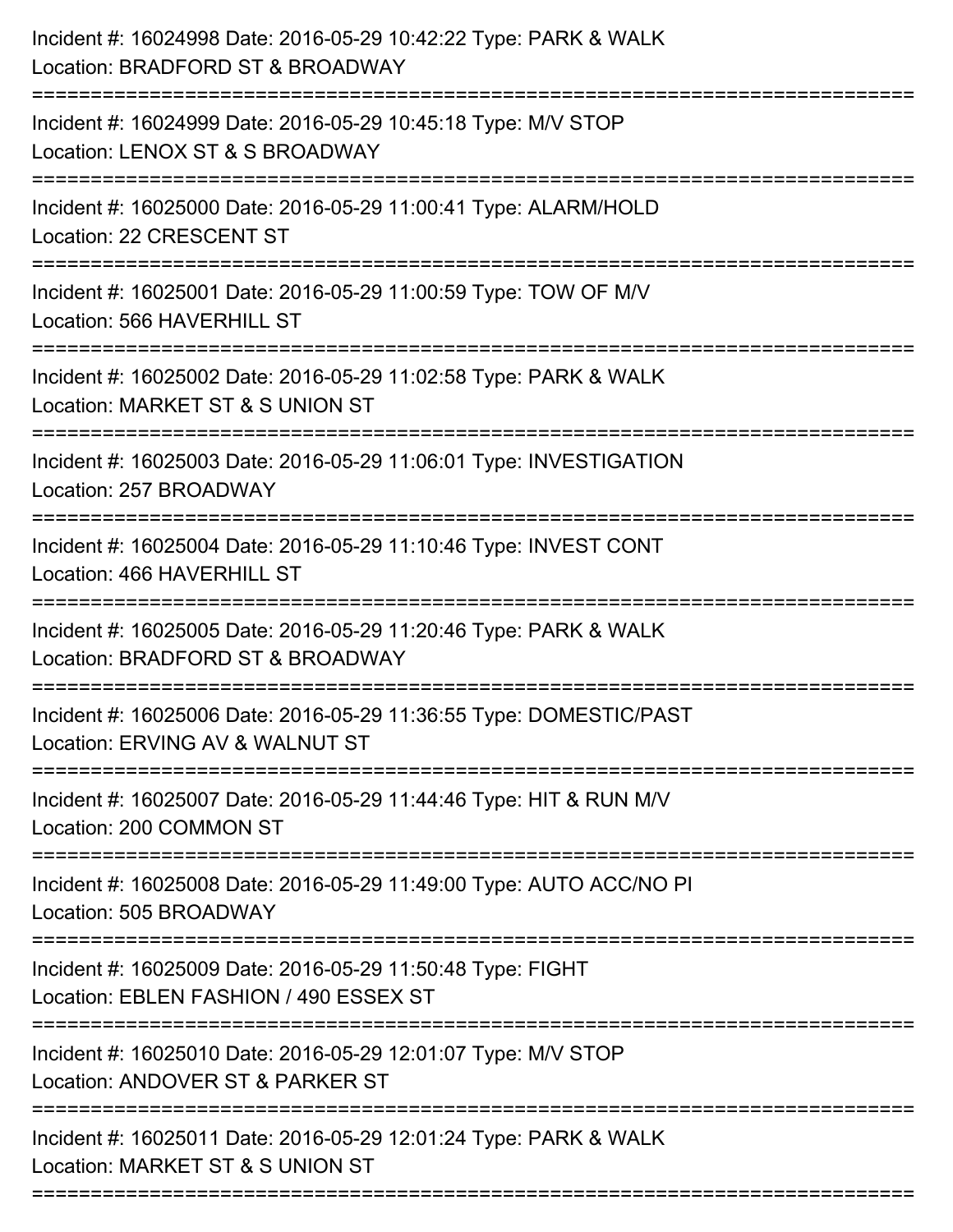Incident #: 16024998 Date: 2016-05-29 10:42:22 Type: PARK & WALK
Location: BRADFORD ST & BROADWAY

===========================================================================

Incident #: 16024999 Date: 2016-05-29 10:45:18 Type: M/V STOP
Location: LENOX ST & S BROADWAY

===========================================================================

Incident #: 16025000 Date: 2016-05-29 11:00:41 Type: ALARM/HOLD
Location: 22 CRESCENT ST

===========================================================================

Incident #: 16025001 Date: 2016-05-29 11:00:59 Type: TOW OF M/V
Location: 566 HAVERHILL ST

===========================================================================

Incident #: 16025002 Date: 2016-05-29 11:02:58 Type: PARK & WALK
Location: MARKET ST & S UNION ST

===========================================================================

Incident #: 16025003 Date: 2016-05-29 11:06:01 Type: INVESTIGATION
Location: 257 BROADWAY

===========================================================================

Incident #: 16025004 Date: 2016-05-29 11:10:46 Type: INVEST CONT
Location: 466 HAVERHILL ST

===========================================================================

Incident #: 16025005 Date: 2016-05-29 11:20:46 Type: PARK & WALK
Location: BRADFORD ST & BROADWAY

===========================================================================

Incident #: 16025006 Date: 2016-05-29 11:36:55 Type: DOMESTIC/PAST
Location: ERVING AV & WALNUT ST

===========================================================================

Incident #: 16025007 Date: 2016-05-29 11:44:46 Type: HIT & RUN M/V
Location: 200 COMMON ST

===========================================================================

Incident #: 16025008 Date: 2016-05-29 11:49:00 Type: AUTO ACC/NO PI
Location: 505 BROADWAY

===========================================================================

Incident #: 16025009 Date: 2016-05-29 11:50:48 Type: FIGHT
Location: EBLEN FASHION / 490 ESSEX ST

===========================================================================

Incident #: 16025010 Date: 2016-05-29 12:01:07 Type: M/V STOP
Location: ANDOVER ST & PARKER ST

===========================================================================

Incident #: 16025011 Date: 2016-05-29 12:01:24 Type: PARK & WALK
Location: MARKET ST & S UNION ST

===========================================================================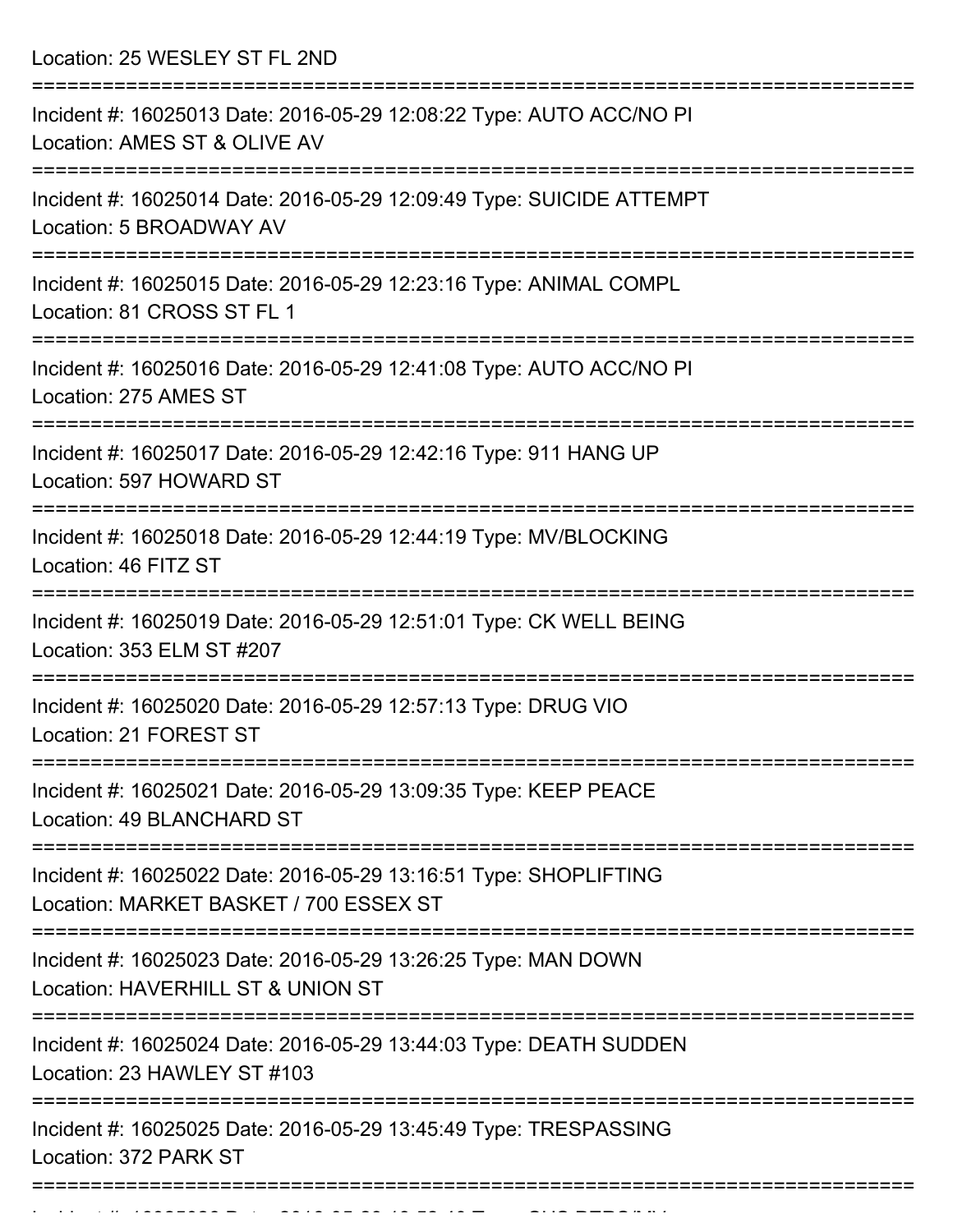Location: 25 WESLEY ST FL 2ND

===========================================================================

Incident #: 16025013 Date: 2016-05-29 12:08:22 Type: AUTO ACC/NO PI
Location: AMES ST & OLIVE AV

===========================================================================

Incident #: 16025014 Date: 2016-05-29 12:09:49 Type: SUICIDE ATTEMPT
Location: 5 BROADWAY AV

===========================================================================

Incident #: 16025015 Date: 2016-05-29 12:23:16 Type: ANIMAL COMPL
Location: 81 CROSS ST FL 1

===========================================================================

Incident #: 16025016 Date: 2016-05-29 12:41:08 Type: AUTO ACC/NO PI
Location: 275 AMES ST

===========================================================================

Incident #: 16025017 Date: 2016-05-29 12:42:16 Type: 911 HANG UP
Location: 597 HOWARD ST

===========================================================================

Incident #: 16025018 Date: 2016-05-29 12:44:19 Type: MV/BLOCKING
Location: 46 FITZ ST

===========================================================================

Incident #: 16025019 Date: 2016-05-29 12:51:01 Type: CK WELL BEING
Location: 353 ELM ST #207

===========================================================================

Incident #: 16025020 Date: 2016-05-29 12:57:13 Type: DRUG VIO
Location: 21 FOREST ST

===========================================================================

Incident #: 16025021 Date: 2016-05-29 13:09:35 Type: KEEP PEACE
Location: 49 BLANCHARD ST

===========================================================================

Incident #: 16025022 Date: 2016-05-29 13:16:51 Type: SHOPLIFTING
Location: MARKET BASKET / 700 ESSEX ST

===========================================================================

Incident #: 16025023 Date: 2016-05-29 13:26:25 Type: MAN DOWN
Location: HAVERHILL ST & UNION ST

===========================================================================

Incident #: 16025024 Date: 2016-05-29 13:44:03 Type: DEATH SUDDEN
Location: 23 HAWLEY ST #103

===========================================================================

Incident #: 16025025 Date: 2016-05-29 13:45:49 Type: TRESPASSING
Location: 372 PARK ST

===========================================================================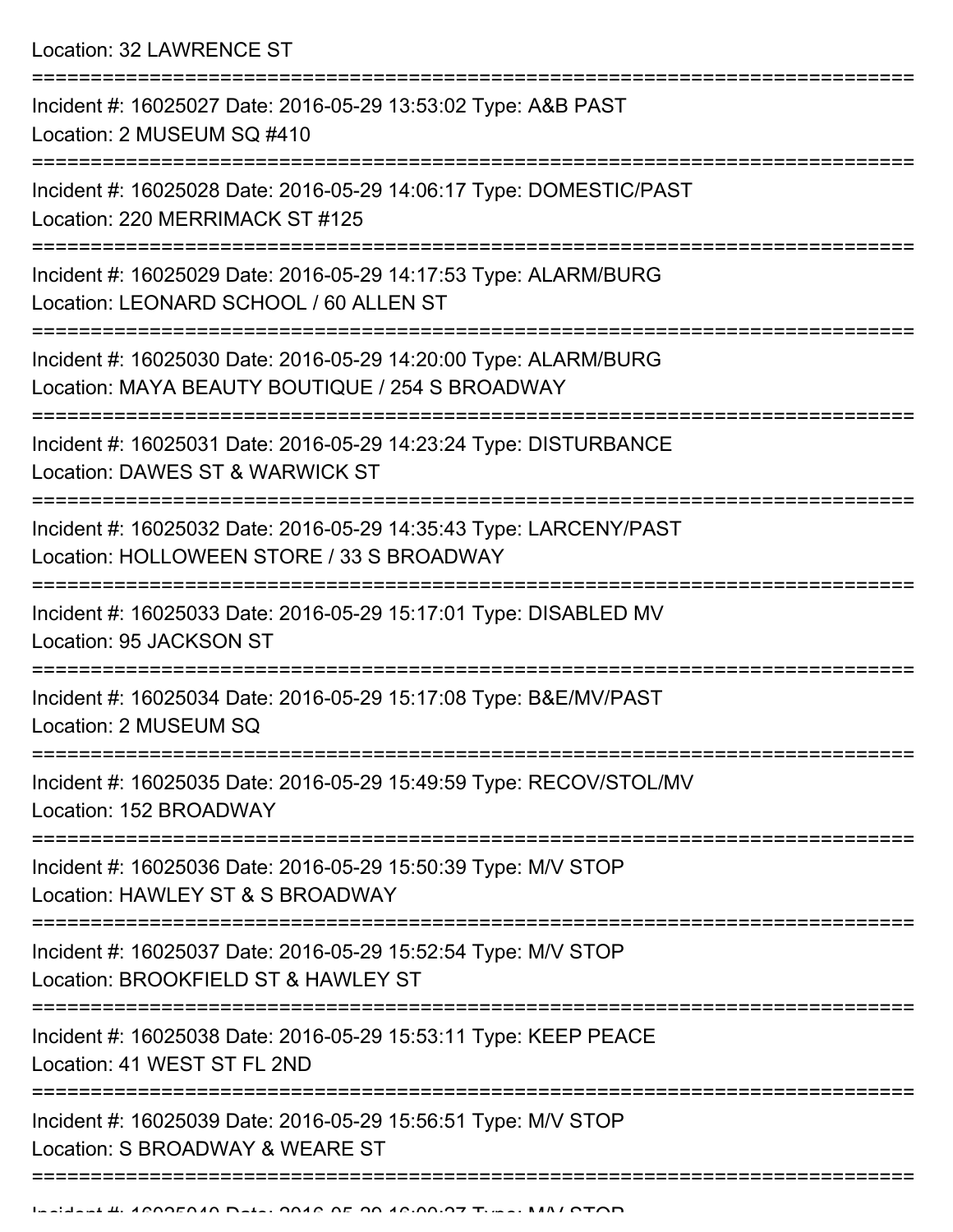Location: 32 LAWRENCE ST

===========================================================================

Incident #: 16025027 Date: 2016-05-29 13:53:02 Type: A&B PAST
Location: 2 MUSEUM SQ #410

===========================================================================

Incident #: 16025028 Date: 2016-05-29 14:06:17 Type: DOMESTIC/PAST
Location: 220 MERRIMACK ST #125

===========================================================================

Incident #: 16025029 Date: 2016-05-29 14:17:53 Type: ALARM/BURG
Location: LEONARD SCHOOL / 60 ALLEN ST

===========================================================================

Incident #: 16025030 Date: 2016-05-29 14:20:00 Type: ALARM/BURG
Location: MAYA BEAUTY BOUTIQUE / 254 S BROADWAY

===========================================================================

Incident #: 16025031 Date: 2016-05-29 14:23:24 Type: DISTURBANCE
Location: DAWES ST & WARWICK ST

===========================================================================

Incident #: 16025032 Date: 2016-05-29 14:35:43 Type: LARCENY/PAST
Location: HOLLOWEEN STORE / 33 S BROADWAY

===========================================================================

Incident #: 16025033 Date: 2016-05-29 15:17:01 Type: DISABLED MV
Location: 95 JACKSON ST

===========================================================================

Incident #: 16025034 Date: 2016-05-29 15:17:08 Type: B&E/MV/PAST
Location: 2 MUSEUM SQ

===========================================================================

Incident #: 16025035 Date: 2016-05-29 15:49:59 Type: RECOV/STOL/MV
Location: 152 BROADWAY

===========================================================================

Incident #: 16025036 Date: 2016-05-29 15:50:39 Type: M/V STOP
Location: HAWLEY ST & S BROADWAY

===========================================================================

Incident #: 16025037 Date: 2016-05-29 15:52:54 Type: M/V STOP
Location: BROOKFIELD ST & HAWLEY ST

===========================================================================

Incident #: 16025038 Date: 2016-05-29 15:53:11 Type: KEEP PEACE
Location: 41 WEST ST FL 2ND

===========================================================================

Incident #: 16025039 Date: 2016-05-29 15:56:51 Type: M/V STOP
Location: S BROADWAY & WEARE ST

===========================================================================

Incident #: 16025040 Date: 2016-05-29 16:00:27 Type: M/V STOP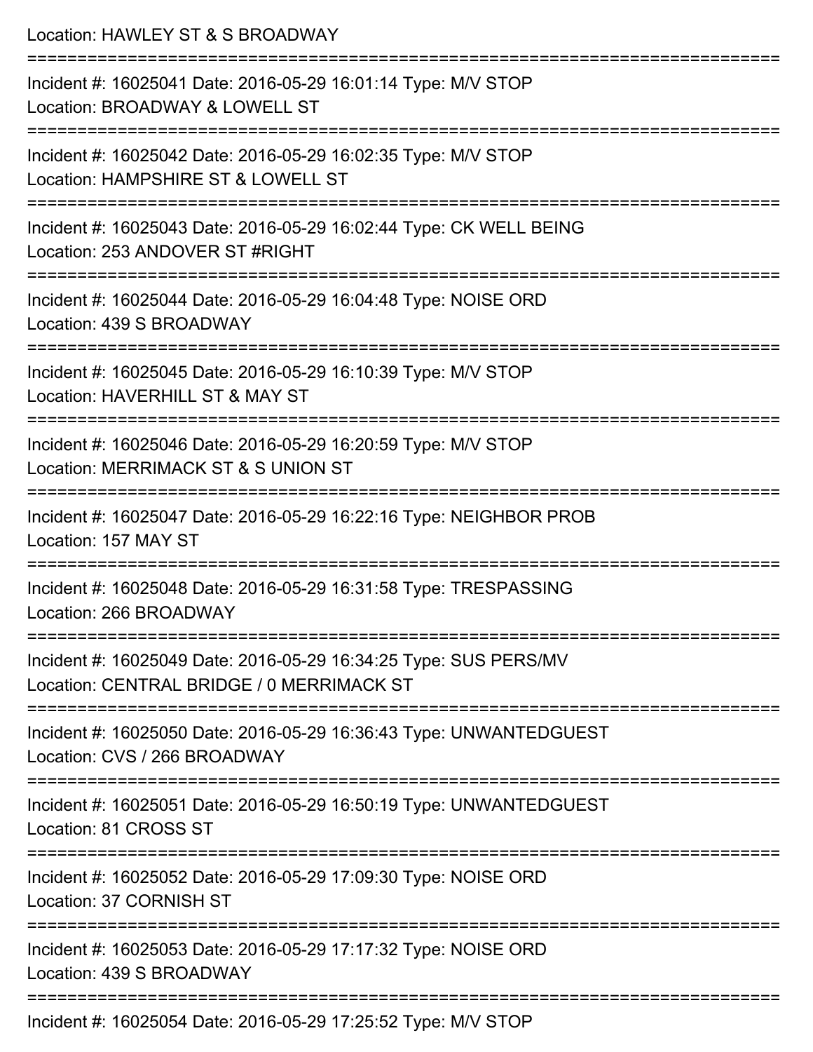Location: HAWLEY ST & S BROADWAY

===========================================================================

Incident #: 16025041 Date: 2016-05-29 16:01:14 Type: M/V STOP
Location: BROADWAY & LOWELL ST

===========================================================================

Incident #: 16025042 Date: 2016-05-29 16:02:35 Type: M/V STOP
Location: HAMPSHIRE ST & LOWELL ST

===========================================================================

Incident #: 16025043 Date: 2016-05-29 16:02:44 Type: CK WELL BEING
Location: 253 ANDOVER ST #RIGHT

===========================================================================

Incident #: 16025044 Date: 2016-05-29 16:04:48 Type: NOISE ORD
Location: 439 S BROADWAY

===========================================================================

Incident #: 16025045 Date: 2016-05-29 16:10:39 Type: M/V STOP
Location: HAVERHILL ST & MAY ST

===========================================================================

Incident #: 16025046 Date: 2016-05-29 16:20:59 Type: M/V STOP
Location: MERRIMACK ST & S UNION ST

===========================================================================

Incident #: 16025047 Date: 2016-05-29 16:22:16 Type: NEIGHBOR PROB
Location: 157 MAY ST

===========================================================================

Incident #: 16025048 Date: 2016-05-29 16:31:58 Type: TRESPASSING
Location: 266 BROADWAY

===========================================================================

Incident #: 16025049 Date: 2016-05-29 16:34:25 Type: SUS PERS/MV
Location: CENTRAL BRIDGE / 0 MERRIMACK ST

===========================================================================

Incident #: 16025050 Date: 2016-05-29 16:36:43 Type: UNWANTEDGUEST
Location: CVS / 266 BROADWAY

===========================================================================

Incident #: 16025051 Date: 2016-05-29 16:50:19 Type: UNWANTEDGUEST
Location: 81 CROSS ST

===========================================================================

Incident #: 16025052 Date: 2016-05-29 17:09:30 Type: NOISE ORD
Location: 37 CORNISH ST

===========================================================================

Incident #: 16025053 Date: 2016-05-29 17:17:32 Type: NOISE ORD
Location: 439 S BROADWAY

===========================================================================

Incident #: 16025054 Date: 2016-05-29 17:25:52 Type: M/V STOP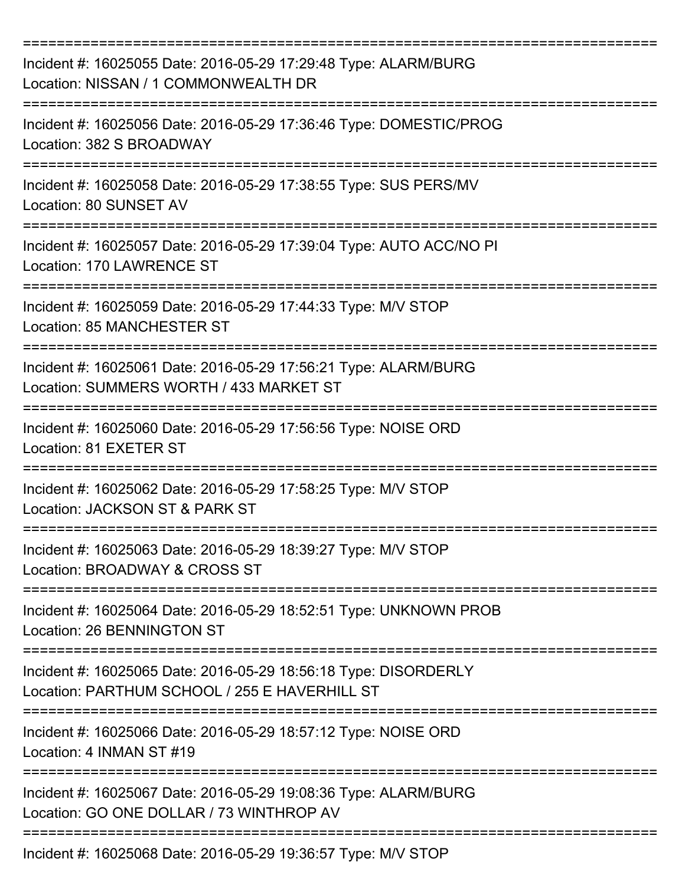===========================================================================

Incident #: 16025055 Date: 2016-05-29 17:29:48 Type: ALARM/BURG
Location: NISSAN / 1 COMMONWEALTH DR

===========================================================================

Incident #: 16025056 Date: 2016-05-29 17:36:46 Type: DOMESTIC/PROG
Location: 382 S BROADWAY

===========================================================================

Incident #: 16025058 Date: 2016-05-29 17:38:55 Type: SUS PERS/MV
Location: 80 SUNSET AV

===========================================================================

Incident #: 16025057 Date: 2016-05-29 17:39:04 Type: AUTO ACC/NO PI
Location: 170 LAWRENCE ST

===========================================================================

Incident #: 16025059 Date: 2016-05-29 17:44:33 Type: M/V STOP
Location: 85 MANCHESTER ST

===========================================================================

Incident #: 16025061 Date: 2016-05-29 17:56:21 Type: ALARM/BURG
Location: SUMMERS WORTH / 433 MARKET ST

===========================================================================

Incident #: 16025060 Date: 2016-05-29 17:56:56 Type: NOISE ORD
Location: 81 EXETER ST

===========================================================================

Incident #: 16025062 Date: 2016-05-29 17:58:25 Type: M/V STOP
Location: JACKSON ST & PARK ST

===========================================================================

Incident #: 16025063 Date: 2016-05-29 18:39:27 Type: M/V STOP
Location: BROADWAY & CROSS ST

===========================================================================

Incident #: 16025064 Date: 2016-05-29 18:52:51 Type: UNKNOWN PROB
Location: 26 BENNINGTON ST

===========================================================================

Incident #: 16025065 Date: 2016-05-29 18:56:18 Type: DISORDERLY
Location: PARTHUM SCHOOL / 255 E HAVERHILL ST

===========================================================================

Incident #: 16025066 Date: 2016-05-29 18:57:12 Type: NOISE ORD
Location: 4 INMAN ST #19

===========================================================================

Incident #: 16025067 Date: 2016-05-29 19:08:36 Type: ALARM/BURG
Location: GO ONE DOLLAR / 73 WINTHROP AV

===========================================================================

Incident #: 16025068 Date: 2016-05-29 19:36:57 Type: M/V STOP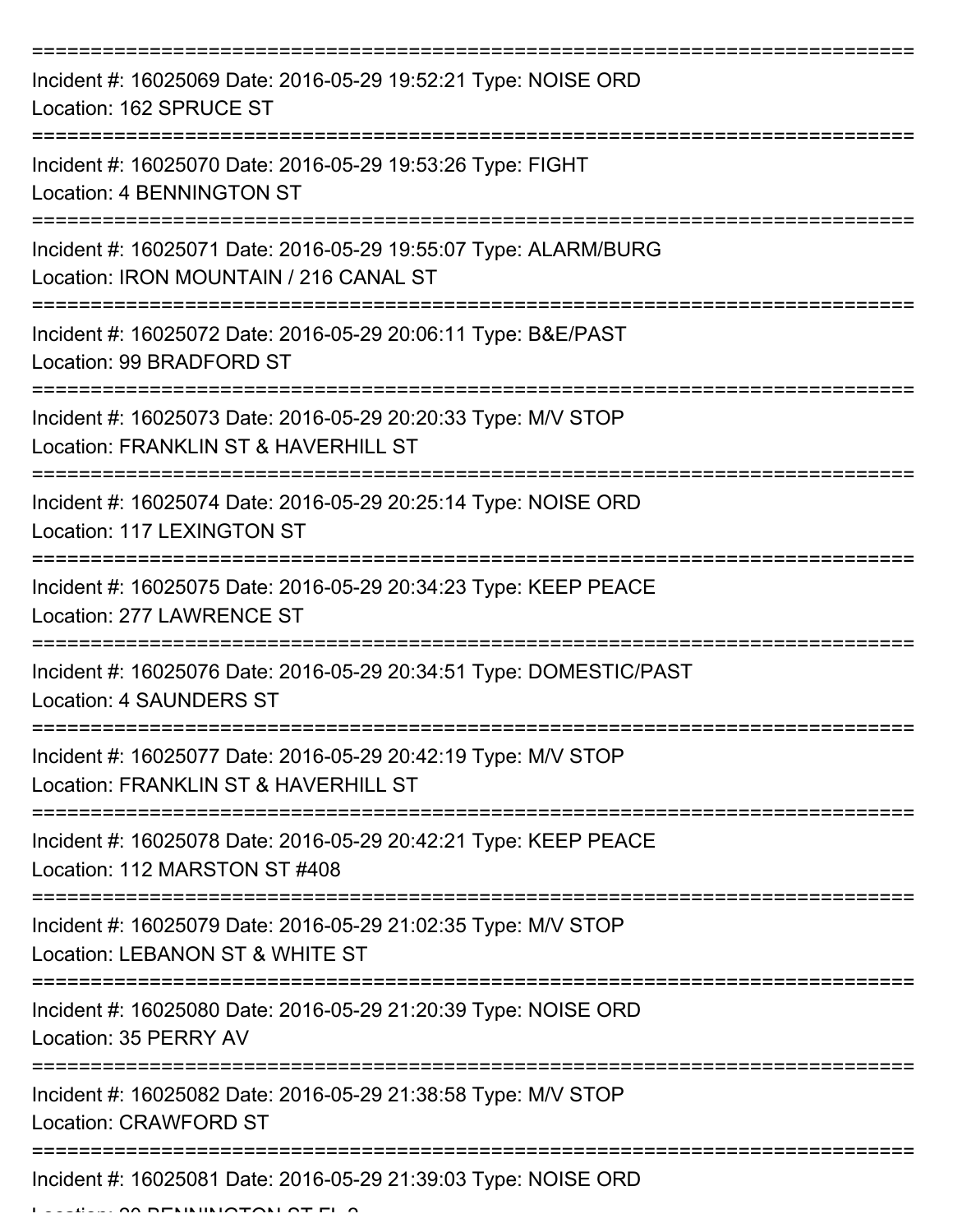===========================================================================
Incident #: 16025069 Date: 2016-05-29 19:52:21 Type: NOISE ORD
Location: 162 SPRUCE ST
===========================================================================
Incident #: 16025070 Date: 2016-05-29 19:53:26 Type: FIGHT
Location: 4 BENNINGTON ST
===========================================================================
Incident #: 16025071 Date: 2016-05-29 19:55:07 Type: ALARM/BURG
Location: IRON MOUNTAIN / 216 CANAL ST
===========================================================================
Incident #: 16025072 Date: 2016-05-29 20:06:11 Type: B&E/PAST
Location: 99 BRADFORD ST
===========================================================================
Incident #: 16025073 Date: 2016-05-29 20:20:33 Type: M/V STOP
Location: FRANKLIN ST & HAVERHILL ST
===========================================================================
Incident #: 16025074 Date: 2016-05-29 20:25:14 Type: NOISE ORD
Location: 117 LEXINGTON ST
===========================================================================
Incident #: 16025075 Date: 2016-05-29 20:34:23 Type: KEEP PEACE
Location: 277 LAWRENCE ST
===========================================================================
Incident #: 16025076 Date: 2016-05-29 20:34:51 Type: DOMESTIC/PAST
Location: 4 SAUNDERS ST
===========================================================================
Incident #: 16025077 Date: 2016-05-29 20:42:19 Type: M/V STOP
Location: FRANKLIN ST & HAVERHILL ST
===========================================================================
Incident #: 16025078 Date: 2016-05-29 20:42:21 Type: KEEP PEACE
Location: 112 MARSTON ST #408
===========================================================================
Incident #: 16025079 Date: 2016-05-29 21:02:35 Type: M/V STOP
Location: LEBANON ST & WHITE ST
===========================================================================
Incident #: 16025080 Date: 2016-05-29 21:20:39 Type: NOISE ORD
Location: 35 PERRY AV
===========================================================================
Incident #: 16025082 Date: 2016-05-29 21:38:58 Type: M/V STOP
Location: CRAWFORD ST
===========================================================================
Incident #: 16025081 Date: 2016-05-29 21:39:03 Type: NOISE ORD
Location: 20 BENNINGTON ST FL 2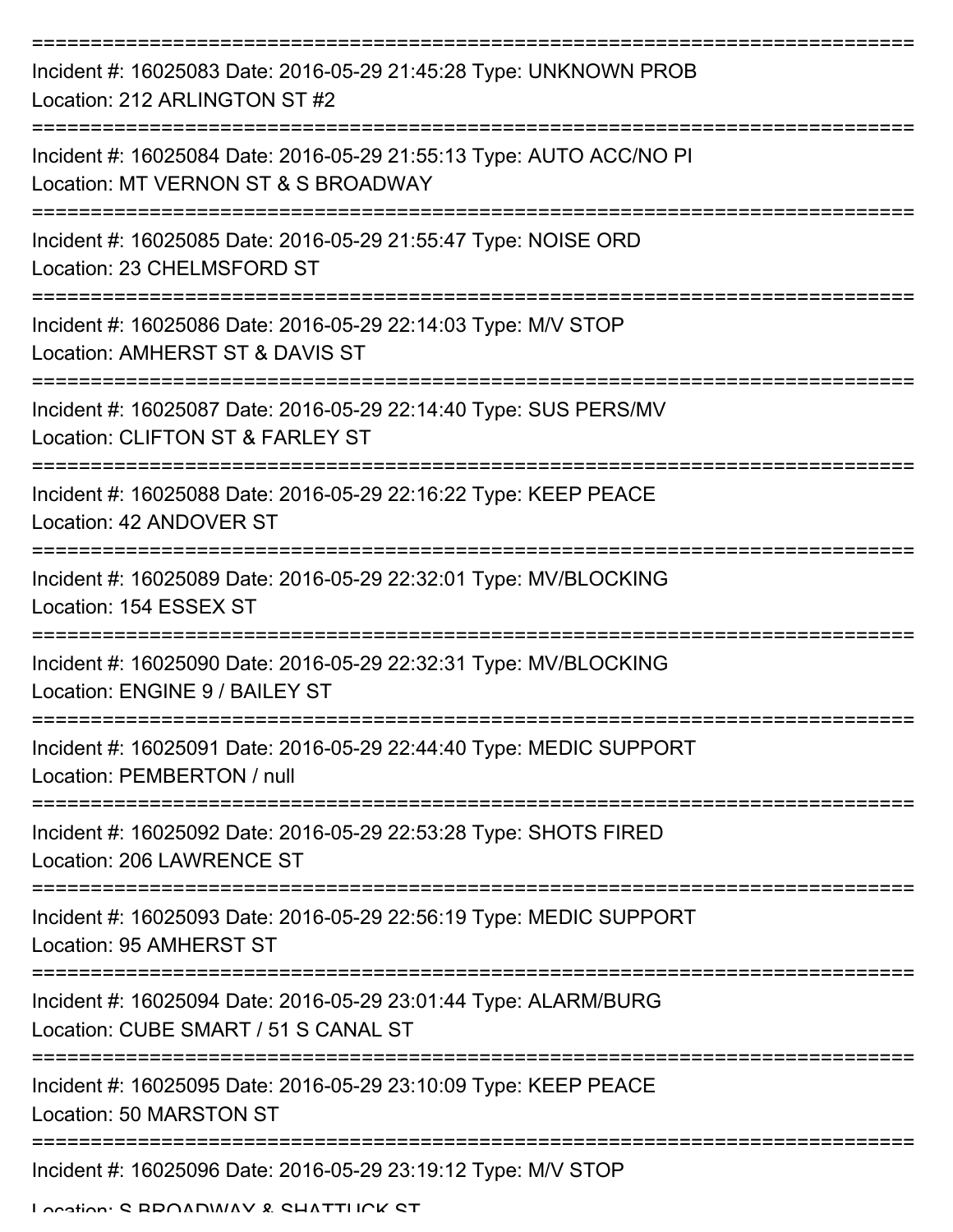===========================================================================

Incident #: 16025083 Date: 2016-05-29 21:45:28 Type: UNKNOWN PROB
Location: 212 ARLINGTON ST #2

===========================================================================

Incident #: 16025084 Date: 2016-05-29 21:55:13 Type: AUTO ACC/NO PI
Location: MT VERNON ST & S BROADWAY

===========================================================================

Incident #: 16025085 Date: 2016-05-29 21:55:47 Type: NOISE ORD
Location: 23 CHELMSFORD ST

===========================================================================

Incident #: 16025086 Date: 2016-05-29 22:14:03 Type: M/V STOP
Location: AMHERST ST & DAVIS ST

===========================================================================

Incident #: 16025087 Date: 2016-05-29 22:14:40 Type: SUS PERS/MV
Location: CLIFTON ST & FARLEY ST

===========================================================================

Incident #: 16025088 Date: 2016-05-29 22:16:22 Type: KEEP PEACE
Location: 42 ANDOVER ST

===========================================================================

Incident #: 16025089 Date: 2016-05-29 22:32:01 Type: MV/BLOCKING
Location: 154 ESSEX ST

===========================================================================

Incident #: 16025090 Date: 2016-05-29 22:32:31 Type: MV/BLOCKING
Location: ENGINE 9 / BAILEY ST

===========================================================================

Incident #: 16025091 Date: 2016-05-29 22:44:40 Type: MEDIC SUPPORT
Location: PEMBERTON / null

===========================================================================

Incident #: 16025092 Date: 2016-05-29 22:53:28 Type: SHOTS FIRED
Location: 206 LAWRENCE ST

===========================================================================

Incident #: 16025093 Date: 2016-05-29 22:56:19 Type: MEDIC SUPPORT
Location: 95 AMHERST ST

===========================================================================

Incident #: 16025094 Date: 2016-05-29 23:01:44 Type: ALARM/BURG
Location: CUBE SMART / 51 S CANAL ST

===========================================================================

Incident #: 16025095 Date: 2016-05-29 23:10:09 Type: KEEP PEACE
Location: 50 MARSTON ST

===========================================================================

Incident #: 16025096 Date: 2016-05-29 23:19:12 Type: M/V STOP
Location: S BROADWAY & SHATTUCK ST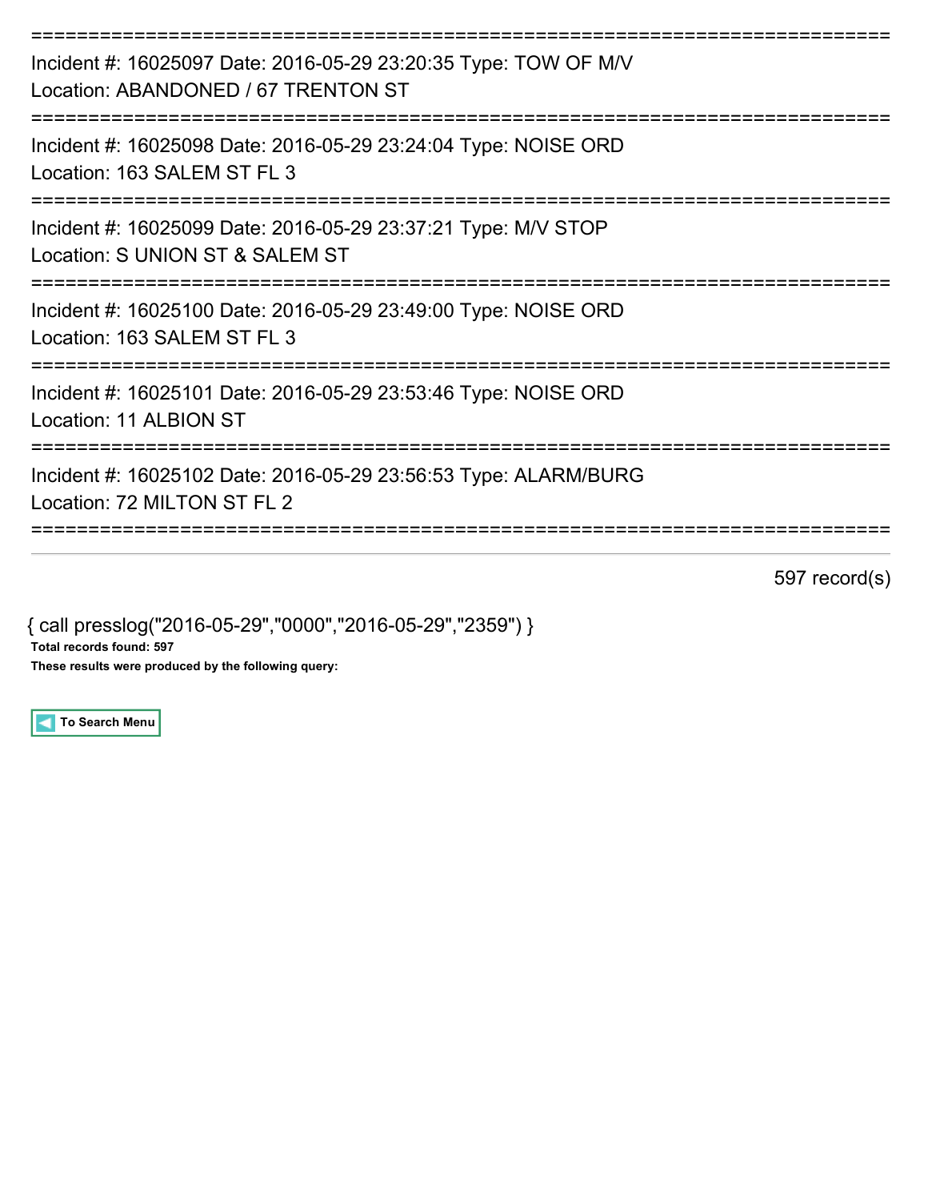===========================================================================

Incident #: 16025097 Date: 2016-05-29 23:20:35 Type: TOW OF M/V
Location: ABANDONED / 67 TRENTON ST

===========================================================================

Incident #: 16025098 Date: 2016-05-29 23:24:04 Type: NOISE ORD
Location: 163 SALEM ST FL 3

===========================================================================

Incident #: 16025099 Date: 2016-05-29 23:37:21 Type: M/V STOP
Location: S UNION ST & SALEM ST

===========================================================================

Incident #: 16025100 Date: 2016-05-29 23:49:00 Type: NOISE ORD
Location: 163 SALEM ST FL 3

===========================================================================

Incident #: 16025101 Date: 2016-05-29 23:53:46 Type: NOISE ORD
Location: 11 ALBION ST

===========================================================================

Incident #: 16025102 Date: 2016-05-29 23:56:53 Type: ALARM/BURG
Location: 72 MILTON ST FL 2

===========================================================================

597 record(s)

{ call presslog("2016-05-29","0000","2016-05-29","2359") }

**Total records found: 597**

**These results were produced by the following query:**

To Search Menu